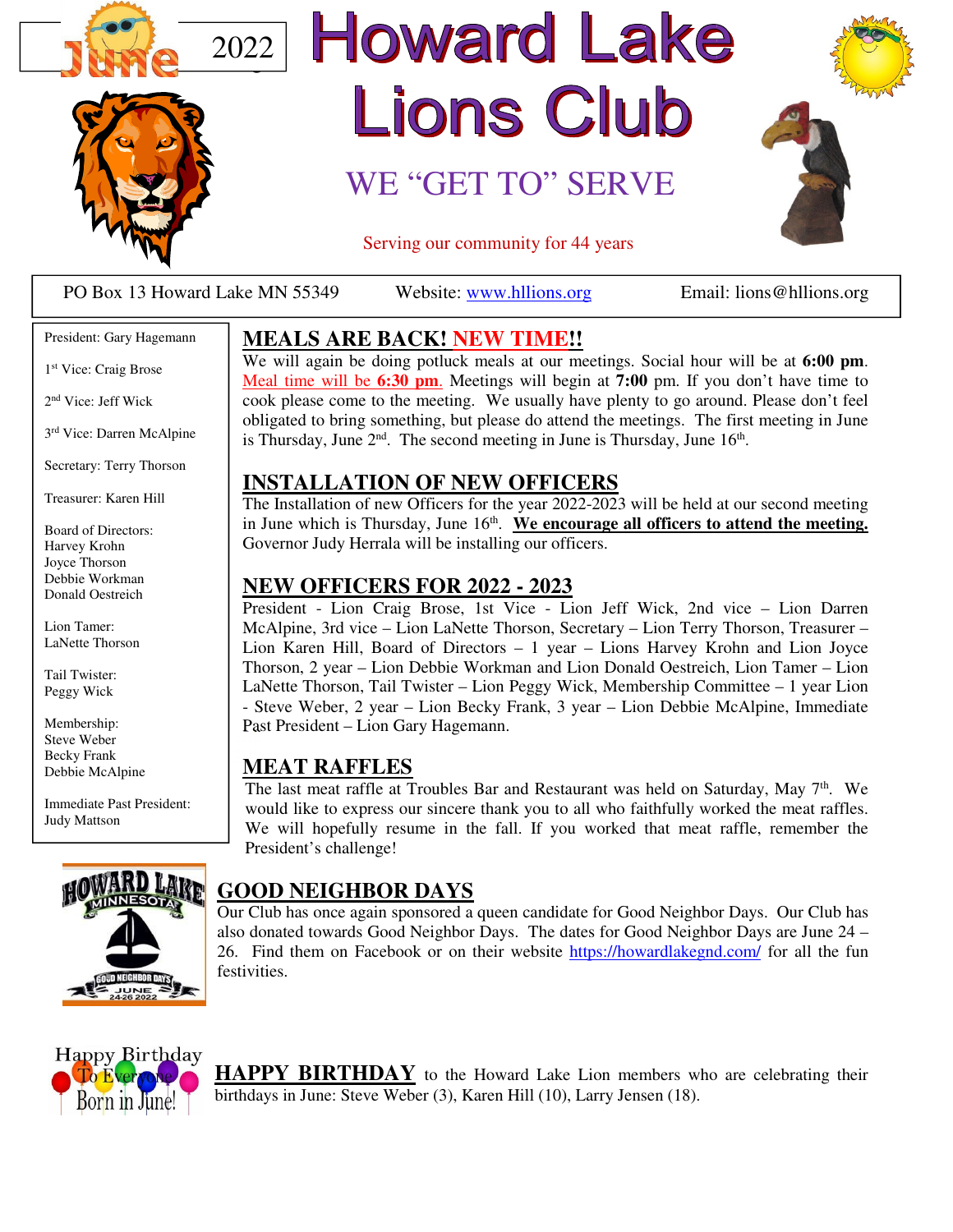June 2022

# Howard Lake Lions Club

## WE "GET TO" SERVE

Serving our community for 44 years

PO Box 13 Howard Lake MN 55349 | Website: www.hllions.org | Email: lions@hllions.org

President: Gary Hagemann

1st Vice: Craig Brose

2nd Vice: Jeff Wick

3rd Vice: Darren McAlpine

Secretary: Terry Thorson

Treasurer: Karen Hill

Board of Directors:
Harvey Krohn
Joyce Thorson
Debbie Workman
Donald Oestreich

Lion Tamer:
LaNette Thorson

Tail Twister:
Peggy Wick

Membership:
Steve Weber
Becky Frank
Debbie McAlpine

Immediate Past President:
Judy Mattson

## MEALS ARE BACK! NEW TIME!!

We will again be doing potluck meals at our meetings. Social hour will be at **6:00 pm**. Meal time will be **6:30 pm**. Meetings will begin at **7:00** pm. If you don't have time to cook please come to the meeting. We usually have plenty to go around. Please don't feel obligated to bring something, but please do attend the meetings. The first meeting in June is Thursday, June 2nd. The second meeting in June is Thursday, June 16th.

## INSTALLATION OF NEW OFFICERS

The Installation of new Officers for the year 2022-2023 will be held at our second meeting in June which is Thursday, June 16th. **We encourage all officers to attend the meeting.** Governor Judy Herrala will be installing our officers.

## NEW OFFICERS FOR 2022 - 2023

President - Lion Craig Brose, 1st Vice - Lion Jeff Wick, 2nd vice – Lion Darren McAlpine, 3rd vice – Lion LaNette Thorson, Secretary – Lion Terry Thorson, Treasurer – Lion Karen Hill, Board of Directors – 1 year – Lions Harvey Krohn and Lion Joyce Thorson, 2 year – Lion Debbie Workman and Lion Donald Oestreich, Lion Tamer – Lion LaNette Thorson, Tail Twister – Lion Peggy Wick, Membership Committee – 1 year Lion - Steve Weber, 2 year – Lion Becky Frank, 3 year – Lion Debbie McAlpine, Immediate Past President – Lion Gary Hagemann.

## MEAT RAFFLES

The last meat raffle at Troubles Bar and Restaurant was held on Saturday, May 7th. We would like to express our sincere thank you to all who faithfully worked the meat raffles. We will hopefully resume in the fall. If you worked that meat raffle, remember the President's challenge!

## GOOD NEIGHBOR DAYS

Our Club has once again sponsored a queen candidate for Good Neighbor Days. Our Club has also donated towards Good Neighbor Days. The dates for Good Neighbor Days are June 24 – 26. Find them on Facebook or on their website https://howardlakegnd.com/ for all the fun festivities.

**HAPPY BIRTHDAY** to the Howard Lake Lion members who are celebrating their birthdays in June: Steve Weber (3), Karen Hill (10), Larry Jensen (18).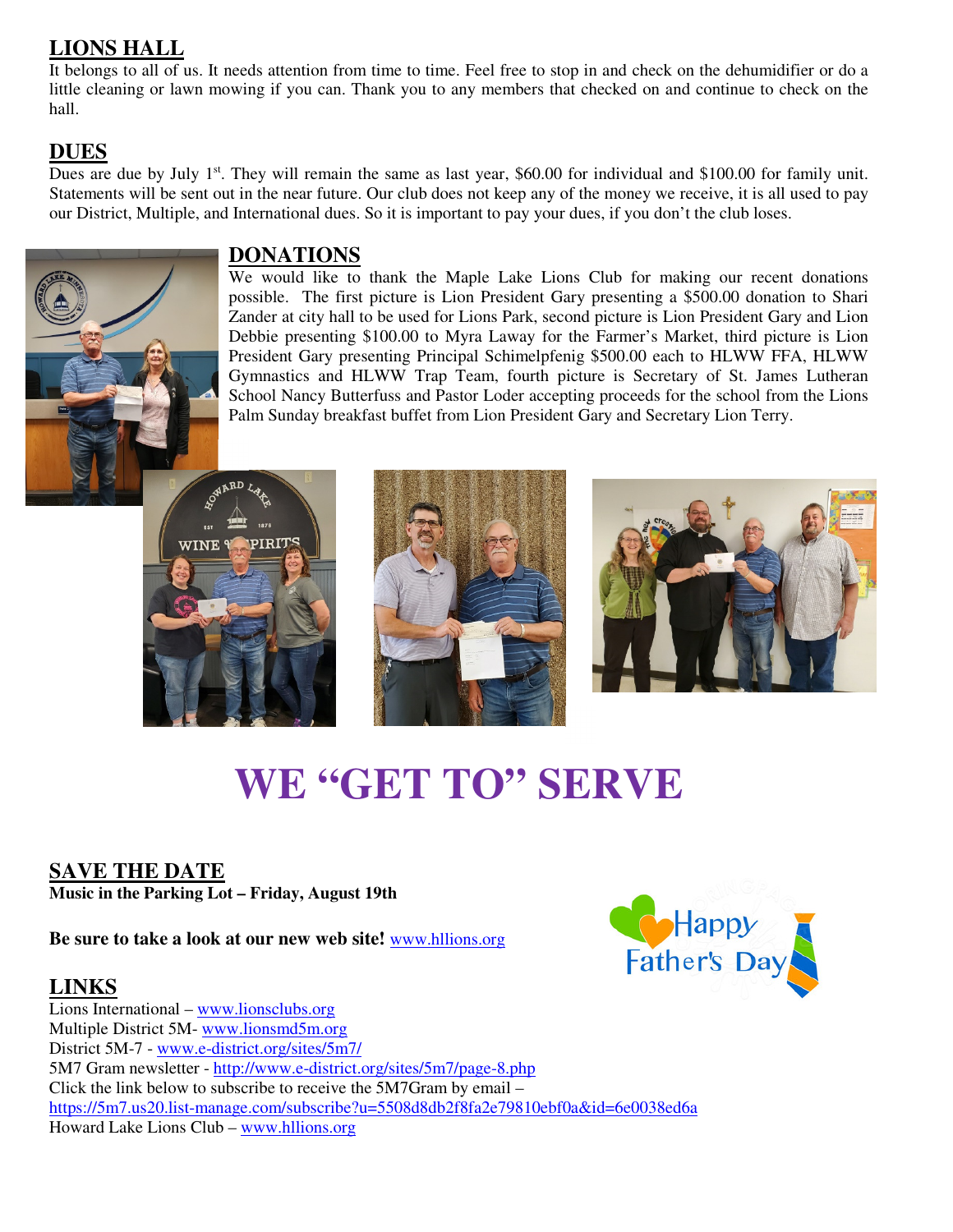## LIONS HALL

It belongs to all of us. It needs attention from time to time. Feel free to stop in and check on the dehumidifier or do a little cleaning or lawn mowing if you can. Thank you to any members that checked on and continue to check on the hall.

## DUES

Dues are due by July 1st. They will remain the same as last year, $60.00 for individual and $100.00 for family unit. Statements will be sent out in the near future. Our club does not keep any of the money we receive, it is all used to pay our District, Multiple, and International dues. So it is important to pay your dues, if you don't the club loses.

## DONATIONS

We would like to thank the Maple Lake Lions Club for making our recent donations possible. The first picture is Lion President Gary presenting a $500.00 donation to Shari Zander at city hall to be used for Lions Park, second picture is Lion President Gary and Lion Debbie presenting $100.00 to Myra Laway for the Farmer's Market, third picture is Lion President Gary presenting Principal Schimelpfenig $500.00 each to HLWW FFA, HLWW Gymnastics and HLWW Trap Team, fourth picture is Secretary of St. James Lutheran School Nancy Butterfuss and Pastor Loder accepting proceeds for the school from the Lions Palm Sunday breakfast buffet from Lion President Gary and Secretary Lion Terry.

# WE "GET TO" SERVE

## SAVE THE DATE

**Music in the Parking Lot – Friday, August 19th**

**Be sure to take a look at our new web site!** www.hllions.org

Happy Father's Day

## LINKS

Lions International – www.lionsclubs.org
Multiple District 5M- www.lionsmd5m.org
District 5M-7 - www.e-district.org/sites/5m7/
5M7 Gram newsletter - http://www.e-district.org/sites/5m7/page-8.php
Click the link below to subscribe to receive the 5M7Gram by email –
https://5m7.us20.list-manage.com/subscribe?u=5508d8db2f8fa2e79810ebf0a&id=6e0038ed6a
Howard Lake Lions Club – www.hllions.org